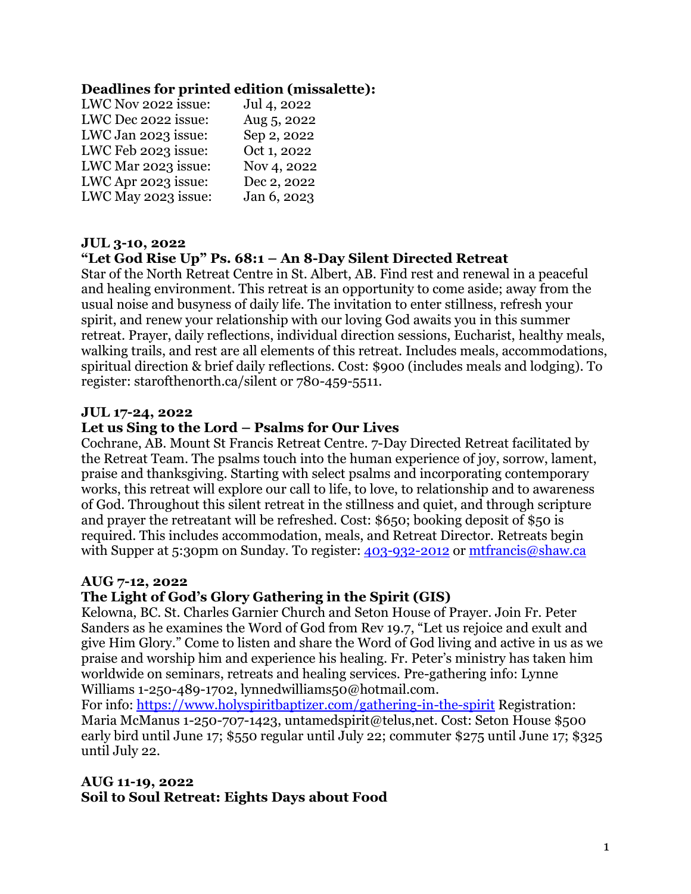**Deadlines for printed edition (missalette):**

| | |
|---|---|
| LWC Nov 2022 issue: | Jul 4, 2022 |
| LWC Dec 2022 issue: | Aug 5, 2022 |
| LWC Jan 2023 issue: | Sep 2, 2022 |
| LWC Feb 2023 issue: | Oct 1, 2022 |
| LWC Mar 2023 issue: | Nov 4, 2022 |
| LWC Apr 2023 issue: | Dec 2, 2022 |
| LWC May 2023 issue: | Jan 6, 2023 |

**JUL 3-10, 2022**

**"Let God Rise Up" Ps. 68:1 – An 8-Day Silent Directed Retreat**

Star of the North Retreat Centre in St. Albert, AB. Find rest and renewal in a peaceful and healing environment. This retreat is an opportunity to come aside; away from the usual noise and busyness of daily life. The invitation to enter stillness, refresh your spirit, and renew your relationship with our loving God awaits you in this summer retreat. Prayer, daily reflections, individual direction sessions, Eucharist, healthy meals, walking trails, and rest are all elements of this retreat. Includes meals, accommodations, spiritual direction & brief daily reflections. Cost: $900 (includes meals and lodging). To register: starofthenorth.ca/silent or 780-459-5511.

**JUL 17-24, 2022**

**Let us Sing to the Lord – Psalms for Our Lives**

Cochrane, AB. Mount St Francis Retreat Centre. 7-Day Directed Retreat facilitated by the Retreat Team. The psalms touch into the human experience of joy, sorrow, lament, praise and thanksgiving. Starting with select psalms and incorporating contemporary works, this retreat will explore our call to life, to love, to relationship and to awareness of God. Throughout this silent retreat in the stillness and quiet, and through scripture and prayer the retreatant will be refreshed. Cost: $650; booking deposit of $50 is required. This includes accommodation, meals, and Retreat Director. Retreats begin with Supper at 5:30pm on Sunday. To register: 403-932-2012 or mtfrancis@shaw.ca

**AUG 7-12, 2022**

**The Light of God's Glory Gathering in the Spirit (GIS)**

Kelowna, BC. St. Charles Garnier Church and Seton House of Prayer. Join Fr. Peter Sanders as he examines the Word of God from Rev 19.7, "Let us rejoice and exult and give Him Glory." Come to listen and share the Word of God living and active in us as we praise and worship him and experience his healing. Fr. Peter's ministry has taken him worldwide on seminars, retreats and healing services. Pre-gathering info: Lynne Williams 1-250-489-1702, lynnedwilliams50@hotmail.com.
For info: https://www.holyspiritbaptizer.com/gathering-in-the-spirit Registration: Maria McManus 1-250-707-1423, untamedspirit@telus,net. Cost: Seton House $500 early bird until June 17; $550 regular until July 22; commuter $275 until June 17; $325 until July 22.

**AUG 11-19, 2022**

**Soil to Soul Retreat: Eights Days about Food**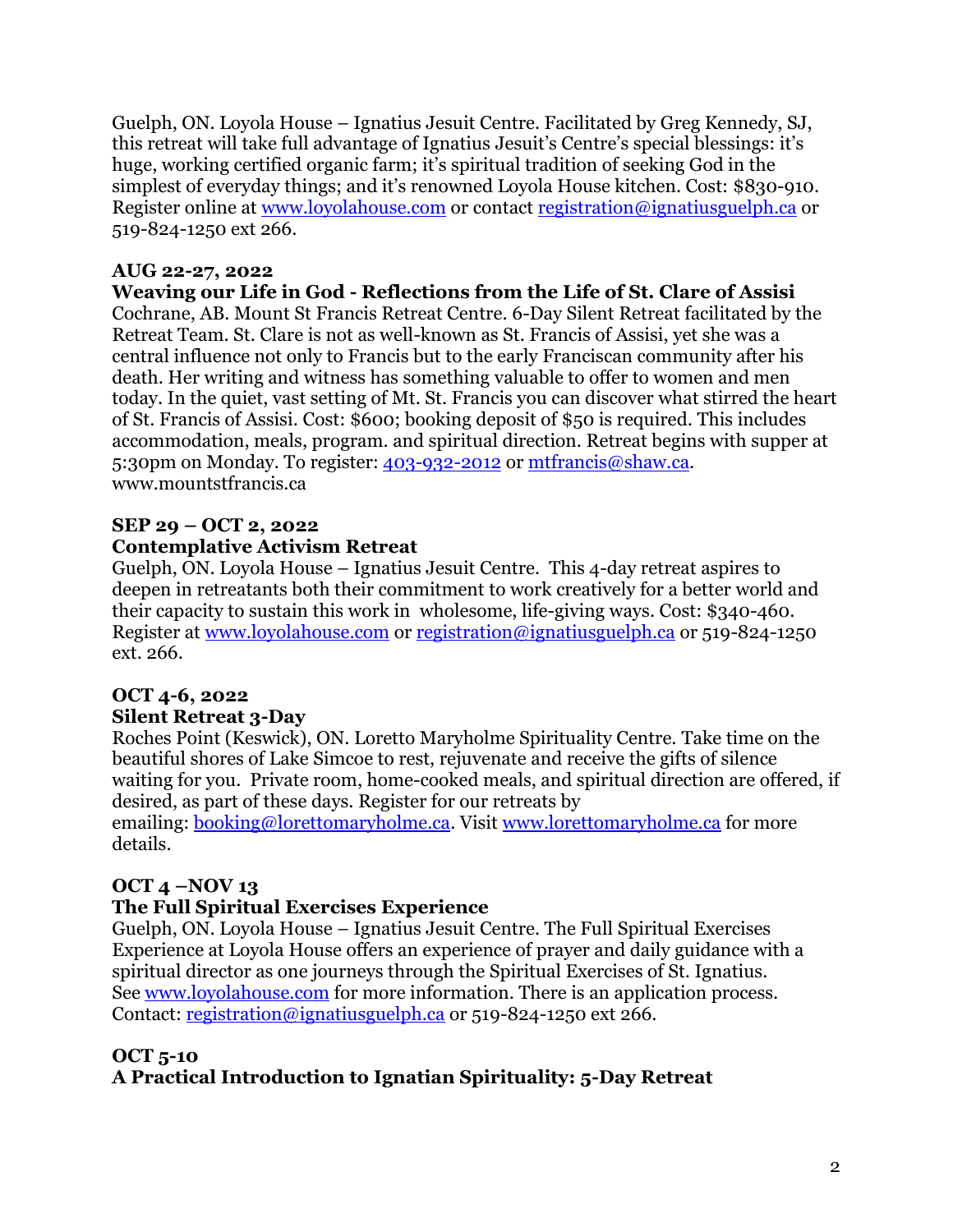Guelph, ON. Loyola House – Ignatius Jesuit Centre. Facilitated by Greg Kennedy, SJ, this retreat will take full advantage of Ignatius Jesuit's Centre's special blessings: it's huge, working certified organic farm; it's spiritual tradition of seeking God in the simplest of everyday things; and it's renowned Loyola House kitchen. Cost: $830-910. Register online at www.loyolahouse.com or contact registration@ignatiusguelph.ca or 519-824-1250 ext 266.

**AUG 22-27, 2022**
**Weaving our Life in God - Reflections from the Life of St. Clare of Assisi**
Cochrane, AB. Mount St Francis Retreat Centre. 6-Day Silent Retreat facilitated by the Retreat Team. St. Clare is not as well-known as St. Francis of Assisi, yet she was a central influence not only to Francis but to the early Franciscan community after his death. Her writing and witness has something valuable to offer to women and men today. In the quiet, vast setting of Mt. St. Francis you can discover what stirred the heart of St. Francis of Assisi. Cost: $600; booking deposit of $50 is required. This includes accommodation, meals, program. and spiritual direction. Retreat begins with supper at 5:30pm on Monday. To register: 403-932-2012 or mtfrancis@shaw.ca. www.mountstfrancis.ca

**SEP 29 – OCT 2, 2022**
**Contemplative Activism Retreat**
Guelph, ON. Loyola House – Ignatius Jesuit Centre. This 4-day retreat aspires to deepen in retreatants both their commitment to work creatively for a better world and their capacity to sustain this work in wholesome, life-giving ways. Cost: $340-460. Register at www.loyolahouse.com or registration@ignatiusguelph.ca or 519-824-1250 ext. 266.

**OCT 4-6, 2022**
**Silent Retreat 3-Day**
Roches Point (Keswick), ON. Loretto Maryholme Spirituality Centre. Take time on the beautiful shores of Lake Simcoe to rest, rejuvenate and receive the gifts of silence waiting for you. Private room, home-cooked meals, and spiritual direction are offered, if desired, as part of these days. Register for our retreats by emailing: booking@lorettomaryholme.ca. Visit www.lorettomaryholme.ca for more details.

**OCT 4 –NOV 13**
**The Full Spiritual Exercises Experience**
Guelph, ON. Loyola House – Ignatius Jesuit Centre. The Full Spiritual Exercises Experience at Loyola House offers an experience of prayer and daily guidance with a spiritual director as one journeys through the Spiritual Exercises of St. Ignatius. See www.loyolahouse.com for more information. There is an application process. Contact: registration@ignatiusguelph.ca or 519-824-1250 ext 266.

**OCT 5-10**
**A Practical Introduction to Ignatian Spirituality: 5-Day Retreat**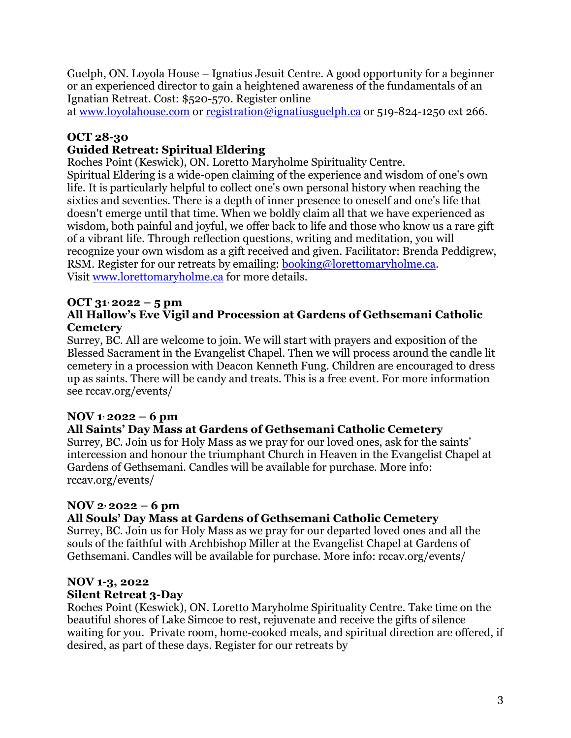Guelph, ON. Loyola House – Ignatius Jesuit Centre. A good opportunity for a beginner or an experienced director to gain a heightened awareness of the fundamentals of an Ignatian Retreat. Cost: $520-570. Register online at [www.loyolahouse.com](http://www.loyolahouse.com) or [registration@ignatiusguelph.ca](mailto:registration@ignatiusguelph.ca) or 519-824-1250 ext 266.

**OCT 28-30**
**Guided Retreat: Spiritual Eldering**

Roches Point (Keswick), ON. Loretto Maryholme Spirituality Centre. Spiritual Eldering is a wide-open claiming of the experience and wisdom of one's own life. It is particularly helpful to collect one's own personal history when reaching the sixties and seventies. There is a depth of inner presence to oneself and one's life that doesn't emerge until that time. When we boldly claim all that we have experienced as wisdom, both painful and joyful, we offer back to life and those who know us a rare gift of a vibrant life. Through reflection questions, writing and meditation, you will recognize your own wisdom as a gift received and given. Facilitator: Brenda Peddigrew, RSM. Register for our retreats by emailing: [booking@lorettomaryholme.ca](mailto:booking@lorettomaryholme.ca). Visit [www.lorettomaryholme.ca](http://www.lorettomaryholme.ca) for more details.

**OCT 31, 2022 – 5 pm**
**All Hallow's Eve Vigil and Procession at Gardens of Gethsemani Catholic Cemetery**

Surrey, BC. All are welcome to join. We will start with prayers and exposition of the Blessed Sacrament in the Evangelist Chapel. Then we will process around the candle lit cemetery in a procession with Deacon Kenneth Fung. Children are encouraged to dress up as saints. There will be candy and treats. This is a free event. For more information see rccav.org/events/

**NOV 1, 2022 – 6 pm**
**All Saints' Day Mass at Gardens of Gethsemani Catholic Cemetery**

Surrey, BC. Join us for Holy Mass as we pray for our loved ones, ask for the saints' intercession and honour the triumphant Church in Heaven in the Evangelist Chapel at Gardens of Gethsemani. Candles will be available for purchase. More info: rccav.org/events/

**NOV 2, 2022 – 6 pm**
**All Souls' Day Mass at Gardens of Gethsemani Catholic Cemetery**

Surrey, BC. Join us for Holy Mass as we pray for our departed loved ones and all the souls of the faithful with Archbishop Miller at the Evangelist Chapel at Gardens of Gethsemani. Candles will be available for purchase. More info: rccav.org/events/

**NOV 1-3, 2022**
**Silent Retreat 3-Day**

Roches Point (Keswick), ON. Loretto Maryholme Spirituality Centre. Take time on the beautiful shores of Lake Simcoe to rest, rejuvenate and receive the gifts of silence waiting for you. Private room, home-cooked meals, and spiritual direction are offered, if desired, as part of these days. Register for our retreats by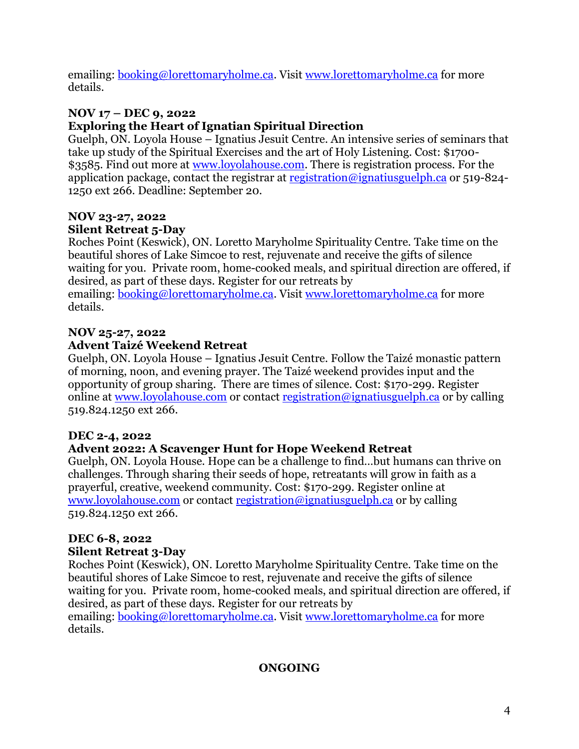emailing: booking@lorettomaryholme.ca. Visit www.lorettomaryholme.ca for more details.

**NOV 17 – DEC 9, 2022**
**Exploring the Heart of Ignatian Spiritual Direction**
Guelph, ON. Loyola House – Ignatius Jesuit Centre. An intensive series of seminars that take up study of the Spiritual Exercises and the art of Holy Listening. Cost: $1700-$3585. Find out more at www.loyolahouse.com. There is registration process. For the application package, contact the registrar at registration@ignatiusguelph.ca or 519-824-1250 ext 266. Deadline: September 20.

**NOV 23-27, 2022**
**Silent Retreat 5-Day**
Roches Point (Keswick), ON. Loretto Maryholme Spirituality Centre. Take time on the beautiful shores of Lake Simcoe to rest, rejuvenate and receive the gifts of silence waiting for you. Private room, home-cooked meals, and spiritual direction are offered, if desired, as part of these days. Register for our retreats by emailing: booking@lorettomaryholme.ca. Visit www.lorettomaryholme.ca for more details.

**NOV 25-27, 2022**
**Advent Taizé Weekend Retreat**
Guelph, ON. Loyola House – Ignatius Jesuit Centre. Follow the Taizé monastic pattern of morning, noon, and evening prayer. The Taizé weekend provides input and the opportunity of group sharing. There are times of silence. Cost: $170-299. Register online at www.loyolahouse.com or contact registration@ignatiusguelph.ca or by calling 519.824.1250 ext 266.

**DEC 2-4, 2022**
**Advent 2022: A Scavenger Hunt for Hope Weekend Retreat**
Guelph, ON. Loyola House. Hope can be a challenge to find…but humans can thrive on challenges. Through sharing their seeds of hope, retreatants will grow in faith as a prayerful, creative, weekend community. Cost: $170-299. Register online at www.loyolahouse.com or contact registration@ignatiusguelph.ca or by calling 519.824.1250 ext 266.

**DEC 6-8, 2022**
**Silent Retreat 3-Day**
Roches Point (Keswick), ON. Loretto Maryholme Spirituality Centre. Take time on the beautiful shores of Lake Simcoe to rest, rejuvenate and receive the gifts of silence waiting for you. Private room, home-cooked meals, and spiritual direction are offered, if desired, as part of these days. Register for our retreats by emailing: booking@lorettomaryholme.ca. Visit www.lorettomaryholme.ca for more details.

## ONGOING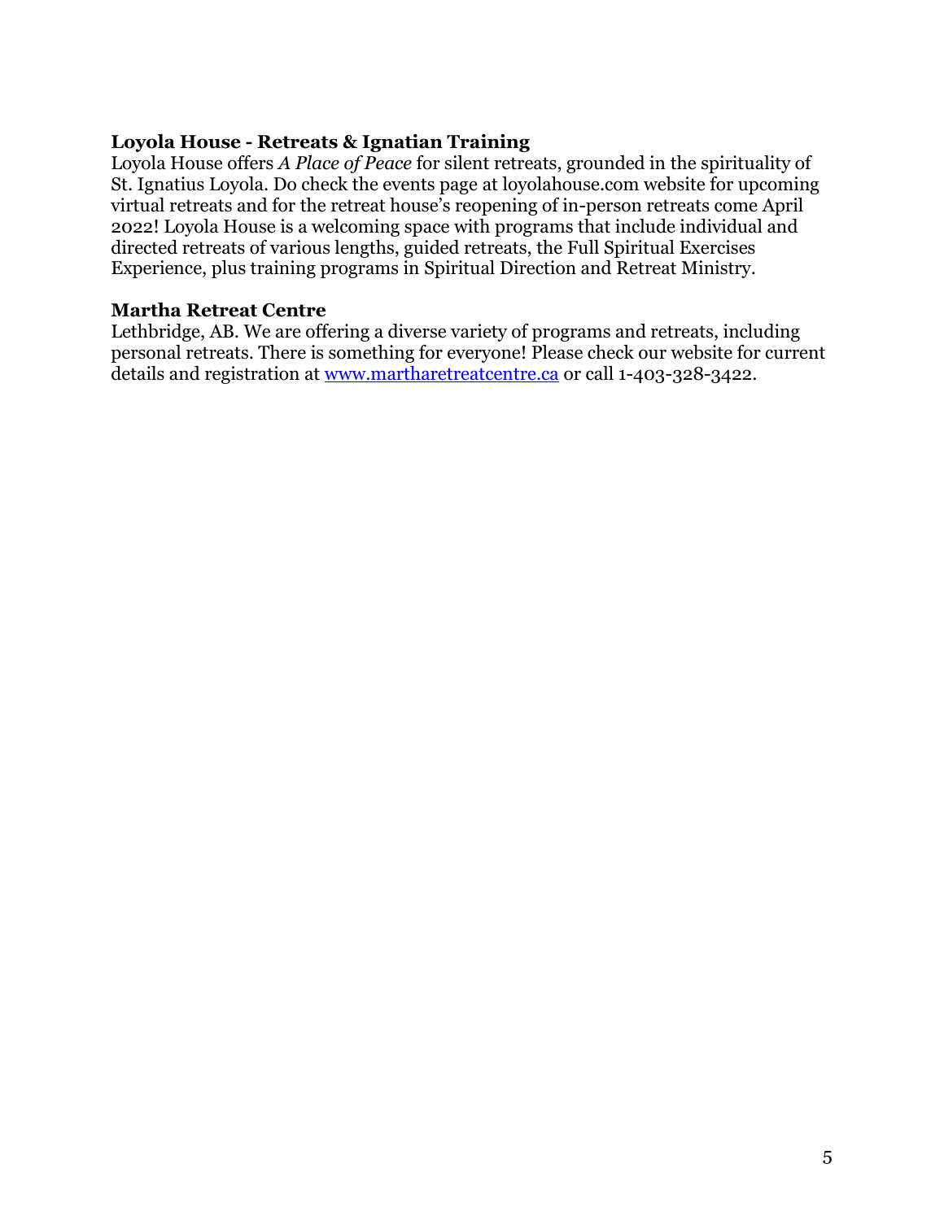**Loyola House - Retreats & Ignatian Training**
Loyola House offers *A Place of Peace* for silent retreats, grounded in the spirituality of St. Ignatius Loyola. Do check the events page at loyolahouse.com website for upcoming virtual retreats and for the retreat house's reopening of in-person retreats come April 2022! Loyola House is a welcoming space with programs that include individual and directed retreats of various lengths, guided retreats, the Full Spiritual Exercises Experience, plus training programs in Spiritual Direction and Retreat Ministry.

**Martha Retreat Centre**
Lethbridge, AB. We are offering a diverse variety of programs and retreats, including personal retreats. There is something for everyone! Please check our website for current details and registration at [www.martharetreatcentre.ca](http://www.martharetreatcentre.ca) or call 1-403-328-3422.